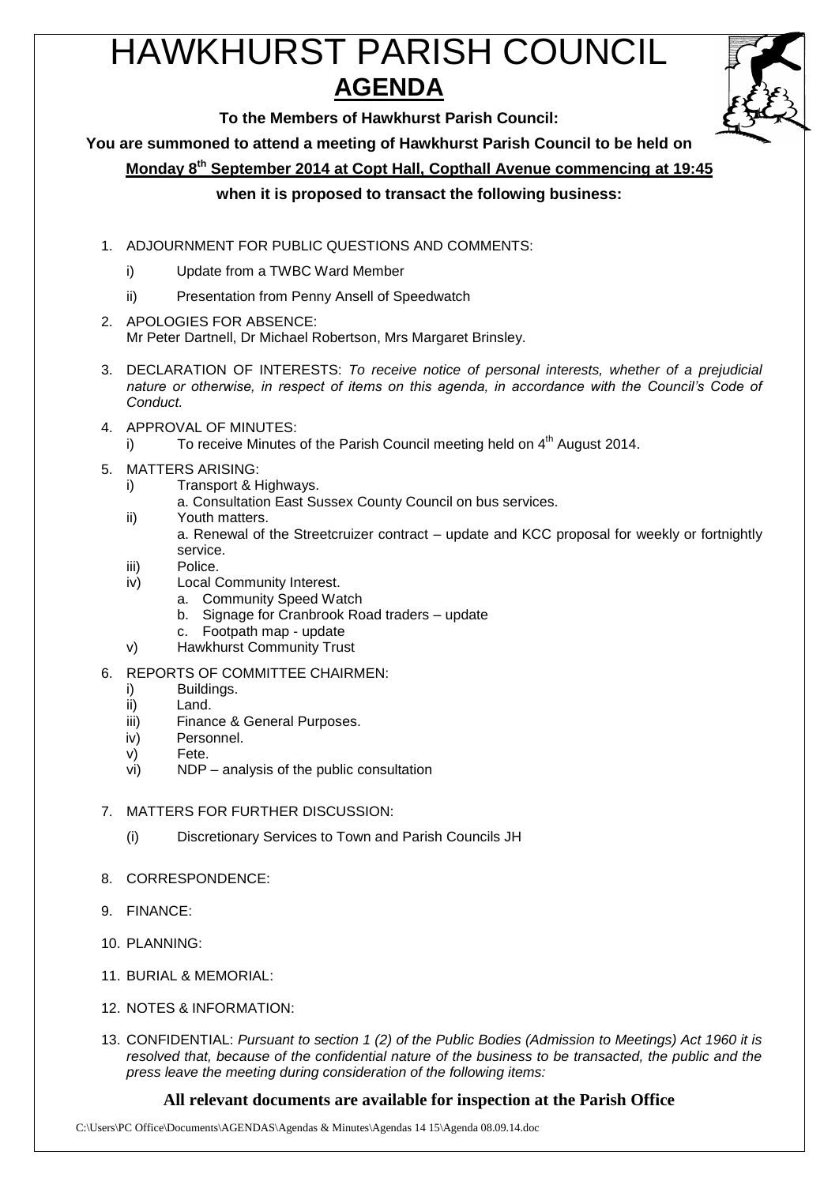# HAWKHURST PARISH COUNCIL

## AGENDA

**To the Members of Hawkhurst Parish Council:**

**You are summoned to attend a meeting of Hawkhurst Parish Council to be held on**

**Monday 8th September 2014 at Copt Hall, Copthall Avenue commencing at 19:45**

**when it is proposed to transact the following business:**

1. ADJOURNMENT FOR PUBLIC QUESTIONS AND COMMENTS:
   - i) Update from a TWBC Ward Member
   - ii) Presentation from Penny Ansell of Speedwatch
2. APOLOGIES FOR ABSENCE:
   Mr Peter Dartnell, Dr Michael Robertson, Mrs Margaret Brinsley.
3. DECLARATION OF INTERESTS: *To receive notice of personal interests, whether of a prejudicial nature or otherwise, in respect of items on this agenda, in accordance with the Council's Code of Conduct.*
4. APPROVAL OF MINUTES:
   - i) To receive Minutes of the Parish Council meeting held on 4th August 2014.
5. MATTERS ARISING:
   - i) Transport & Highways.
     - a. Consultation East Sussex County Council on bus services.
   - ii) Youth matters.
     - a. Renewal of the Streetcruizer contract – update and KCC proposal for weekly or fortnightly service.
   - iii) Police.
   - iv) Local Community Interest.
     - a. Community Speed Watch
     - b. Signage for Cranbrook Road traders – update
     - c. Footpath map - update
   - v) Hawkhurst Community Trust
6. REPORTS OF COMMITTEE CHAIRMEN:
   - i) Buildings.
   - ii) Land.
   - iii) Finance & General Purposes.
   - iv) Personnel.
   - v) Fete.
   - vi) NDP – analysis of the public consultation
7. MATTERS FOR FURTHER DISCUSSION:
   - (i) Discretionary Services to Town and Parish Councils JH
8. CORRESPONDENCE:
9. FINANCE:
10. PLANNING:
11. BURIAL & MEMORIAL:
12. NOTES & INFORMATION:
13. CONFIDENTIAL: *Pursuant to section 1 (2) of the Public Bodies (Admission to Meetings) Act 1960 it is resolved that, because of the confidential nature of the business to be transacted, the public and the press leave the meeting during consideration of the following items:*

**All relevant documents are available for inspection at the Parish Office**

C:\Users\PC Office\Documents\AGENDAS\Agendas & Minutes\Agendas 14 15\Agenda 08.09.14.doc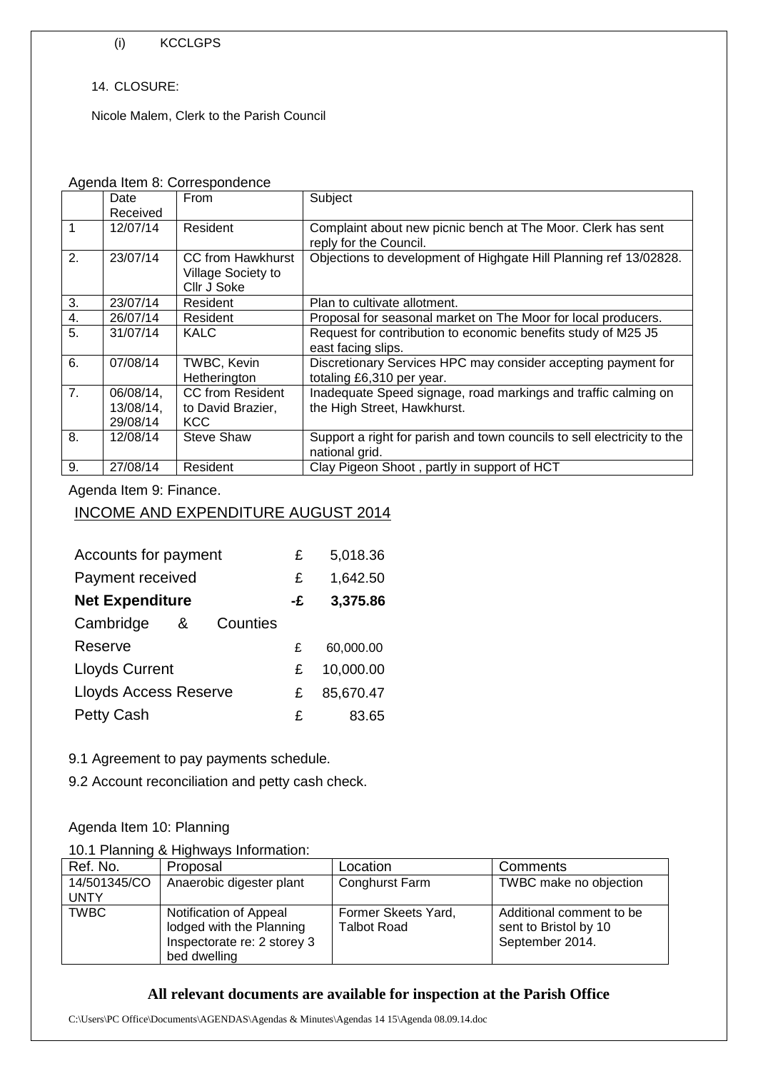(i) KCCLGPS

14. CLOSURE:

Nicole Malem, Clerk to the Parish Council

Agenda Item 8: Correspondence

| | Date Received | From | Subject |
|---|---|---|---|
| 1 | 12/07/14 | Resident | Complaint about new picnic bench at The Moor. Clerk has sent reply for the Council. |
| 2. | 23/07/14 | CC from Hawkhurst Village Society to Cllr J Soke | Objections to development of Highgate Hill Planning ref 13/02828. |
| 3. | 23/07/14 | Resident | Plan to cultivate allotment. |
| 4. | 26/07/14 | Resident | Proposal for seasonal market on The Moor for local producers. |
| 5. | 31/07/14 | KALC | Request for contribution to economic benefits study of M25 J5 east facing slips. |
| 6. | 07/08/14 | TWBC, Kevin Hetherington | Discretionary Services HPC may consider accepting payment for totaling £6,310 per year. |
| 7. | 06/08/14, 13/08/14, 29/08/14 | CC from Resident to David Brazier, KCC | Inadequate Speed signage, road markings and traffic calming on the High Street, Hawkhurst. |
| 8. | 12/08/14 | Steve Shaw | Support a right for parish and town councils to sell electricity to the national grid. |
| 9. | 27/08/14 | Resident | Clay Pigeon Shoot , partly in support of HCT |

Agenda Item 9: Finance.

## INCOME AND EXPENDITURE AUGUST 2014

| | | |
|---|---|---|
| Accounts for payment | £ | 5,018.36 |
| Payment received | £ | 1,642.50 |
| **Net Expenditure** | **-£** | **3,375.86** |
| Cambridge & Counties Reserve | £ | 60,000.00 |
| Lloyds Current | £ | 10,000.00 |
| Lloyds Access Reserve | £ | 85,670.47 |
| Petty Cash | £ | 83.65 |

9.1 Agreement to pay payments schedule.

9.2 Account reconciliation and petty cash check.

Agenda Item 10: Planning

10.1 Planning & Highways Information:

| Ref. No. | Proposal | Location | Comments |
|---|---|---|---|
| 14/501345/COUNTY | Anaerobic digester plant | Conghurst Farm | TWBC make no objection |
| TWBC | Notification of Appeal lodged with the Planning Inspectorate re: 2 storey 3 bed dwelling | Former Skeets Yard, Talbot Road | Additional comment to be sent to Bristol by 10 September 2014. |

**All relevant documents are available for inspection at the Parish Office**

C:\Users\PC Office\Documents\AGENDAS\Agendas & Minutes\Agendas 14 15\Agenda 08.09.14.doc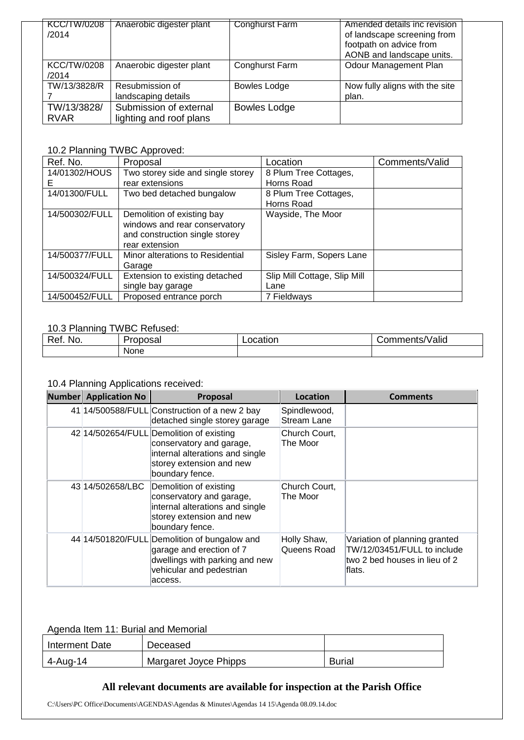| | | | |
|---|---|---|---|
| KCC/TW/0208 /2014 | Anaerobic digester plant | Conghurst Farm | Amended details inc revision of landscape screening from footpath on advice from AONB and landscape units. |
| KCC/TW/0208 /2014 | Anaerobic digester plant | Conghurst Farm | Odour Management Plan |
| TW/13/3828/R 7 | Resubmission of landscaping details | Bowles Lodge | Now fully aligns with the site plan. |
| TW/13/3828/ RVAR | Submission of external lighting and roof plans | Bowles Lodge | |

10.2 Planning TWBC Approved:

| Ref. No. | Proposal | Location | Comments/Valid |
|---|---|---|---|
| 14/01302/HOUSE | Two storey side and single storey rear extensions | 8 Plum Tree Cottages, Horns Road | |
| 14/01300/FULL | Two bed detached bungalow | 8 Plum Tree Cottages, Horns Road | |
| 14/500302/FULL | Demolition of existing bay windows and rear conservatory and construction single storey rear extension | Wayside, The Moor | |
| 14/500377/FULL | Minor alterations to Residential Garage | Sisley Farm, Sopers Lane | |
| 14/500324/FULL | Extension to existing detached single bay garage | Slip Mill Cottage, Slip Mill Lane | |
| 14/500452/FULL | Proposed entrance porch | 7 Fieldways | |

10.3 Planning TWBC Refused:

| Ref. No. | Proposal | Location | Comments/Valid |
|---|---|---|---|
| | None | | |

10.4 Planning Applications received:

| Number | Application No | Proposal | Location | Comments |
|---|---|---|---|---|
| 41 | 14/500588/FULL | Construction of a new 2 bay detached single storey garage | Spindlewood, Stream Lane | |
| 42 | 14/502654/FULL | Demolition of existing conservatory and garage, internal alterations and single storey extension and new boundary fence. | Church Court, The Moor | |
| 43 | 14/502658/LBC | Demolition of existing conservatory and garage, internal alterations and single storey extension and new boundary fence. | Church Court, The Moor | |
| 44 | 14/501820/FULL | Demolition of bungalow and garage and erection of 7 dwellings with parking and new vehicular and pedestrian access. | Holly Shaw, Queens Road | Variation of planning granted TW/12/03451/FULL to include two 2 bed houses in lieu of 2 flats. |

Agenda Item 11: Burial and Memorial

| Interment Date | Deceased | |
|---|---|---|
| 4-Aug-14 | Margaret Joyce Phipps | Burial |

**All relevant documents are available for inspection at the Parish Office**

C:\Users\PC Office\Documents\AGENDAS\Agendas & Minutes\Agendas 14 15\Agenda 08.09.14.doc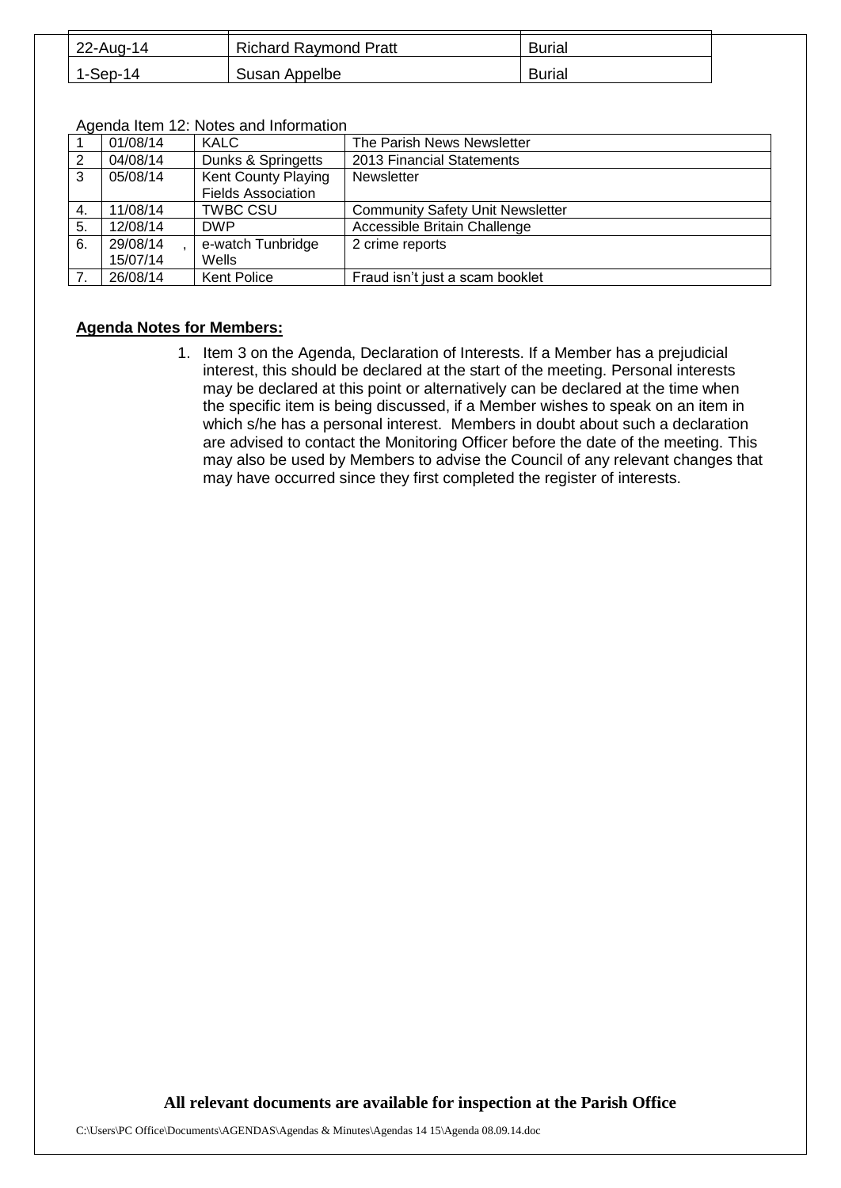| | | |
|---|---|---|
| 22-Aug-14 | Richard Raymond Pratt | Burial |
| 1-Sep-14 | Susan Appelbe | Burial |

Agenda Item 12: Notes and Information

| | | | |
|---|---|---|---|
| 1 | 01/08/14 | KALC | The Parish News Newsletter |
| 2 | 04/08/14 | Dunks & Springetts | 2013 Financial Statements |
| 3 | 05/08/14 | Kent County Playing Fields Association | Newsletter |
| 4. | 11/08/14 | TWBC CSU | Community Safety Unit Newsletter |
| 5. | 12/08/14 | DWP | Accessible Britain Challenge |
| 6. | 29/08/14 , 15/07/14 | e-watch Tunbridge Wells | 2 crime reports |
| 7. | 26/08/14 | Kent Police | Fraud isn't just a scam booklet |

**Agenda Notes for Members:**

1. Item 3 on the Agenda, Declaration of Interests. If a Member has a prejudicial interest, this should be declared at the start of the meeting. Personal interests may be declared at this point or alternatively can be declared at the time when the specific item is being discussed, if a Member wishes to speak on an item in which s/he has a personal interest. Members in doubt about such a declaration are advised to contact the Monitoring Officer before the date of the meeting. This may also be used by Members to advise the Council of any relevant changes that may have occurred since they first completed the register of interests.

**All relevant documents are available for inspection at the Parish Office**

C:\Users\PC Office\Documents\AGENDAS\Agendas & Minutes\Agendas 14 15\Agenda 08.09.14.doc